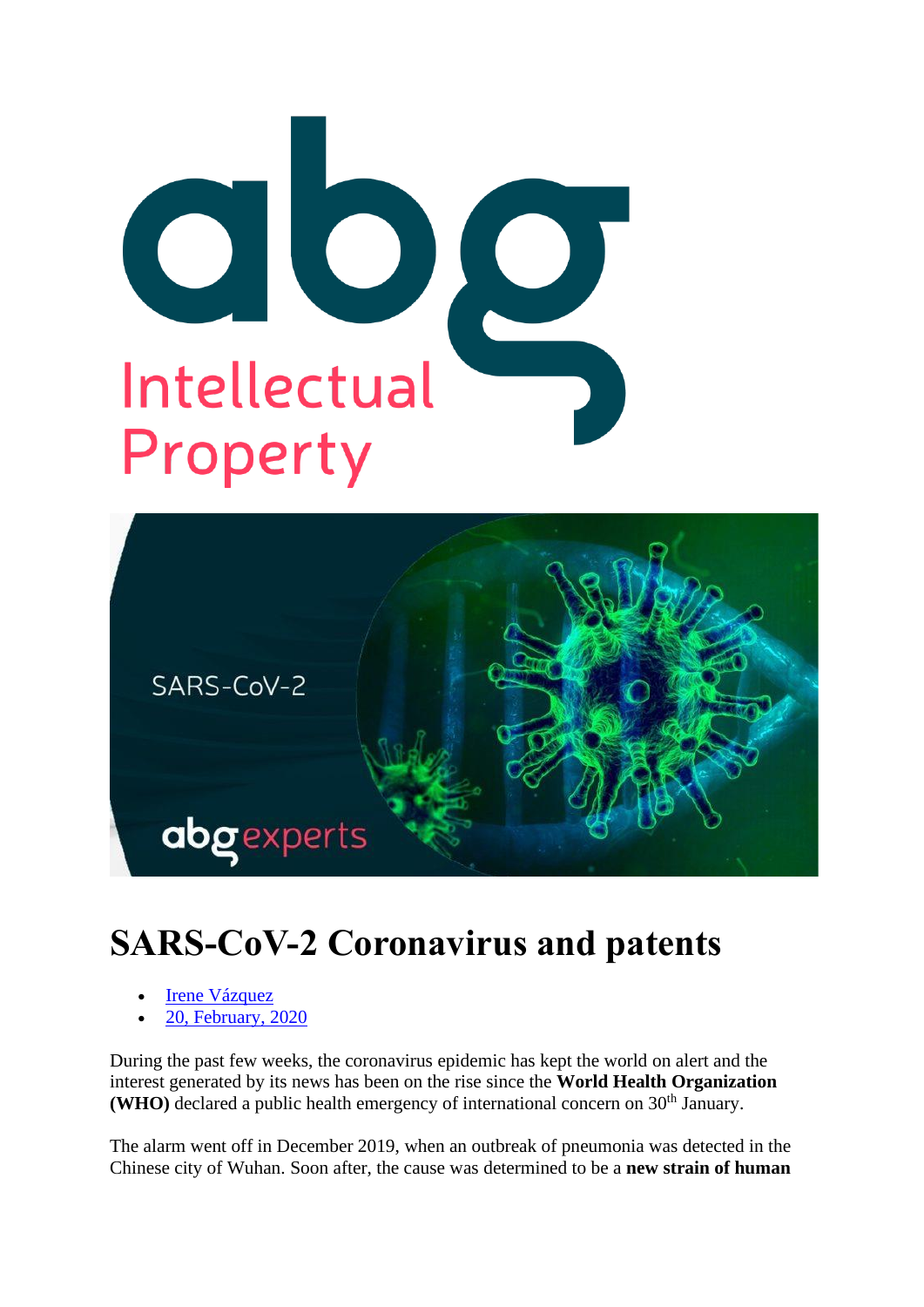# SARS-CoV-2 Coronavirus and patents

- Irene Vázquez
- 20, February, 2020

During the past few weeks, the coronavirus epidemic has kept the world on alert and the interest generated by its news has been on the rise since the **World Health Organization (WHO)** declared a public health emergency of international concern on 30th January.

The alarm went off in December 2019, when an outbreak of pneumonia was detected in the Chinese city of Wuhan. Soon after, the cause was determined to be a **new strain of human**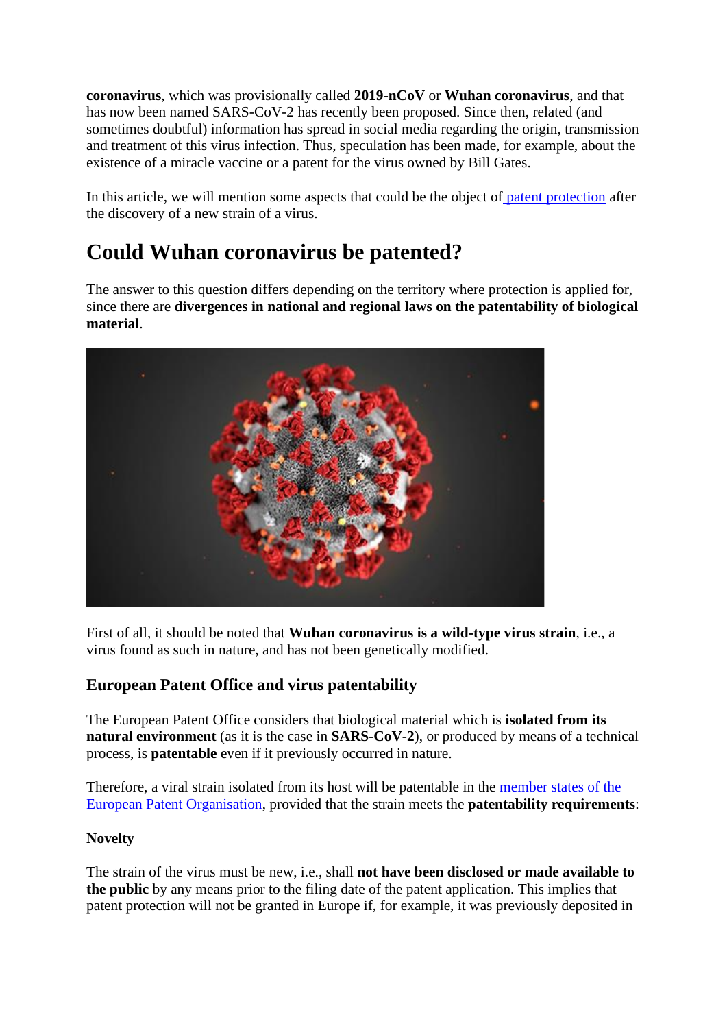**coronavirus**, which was provisionally called **2019-nCoV** or **Wuhan coronavirus**, and that has now been named SARS-CoV-2 has recently been proposed. Since then, related (and sometimes doubtful) information has spread in social media regarding the origin, transmission and treatment of this virus infection. Thus, speculation has been made, for example, about the existence of a miracle vaccine or a patent for the virus owned by Bill Gates.

In this article, we will mention some aspects that could be the object of patent protection after the discovery of a new strain of a virus.

# Could Wuhan coronavirus be patented?

The answer to this question differs depending on the territory where protection is applied for, since there are **divergences in national and regional laws on the patentability of biological material**.

First of all, it should be noted that **Wuhan coronavirus is a wild-type virus strain**, i.e., a virus found as such in nature, and has not been genetically modified.

### European Patent Office and virus patentability

The European Patent Office considers that biological material which is **isolated from its natural environment** (as it is the case in **SARS-CoV-2**), or produced by means of a technical process, is **patentable** even if it previously occurred in nature.

Therefore, a viral strain isolated from its host will be patentable in the member states of the European Patent Organisation, provided that the strain meets the **patentability requirements**:

**Novelty**

The strain of the virus must be new, i.e., shall **not have been disclosed or made available to the public** by any means prior to the filing date of the patent application. This implies that patent protection will not be granted in Europe if, for example, it was previously deposited in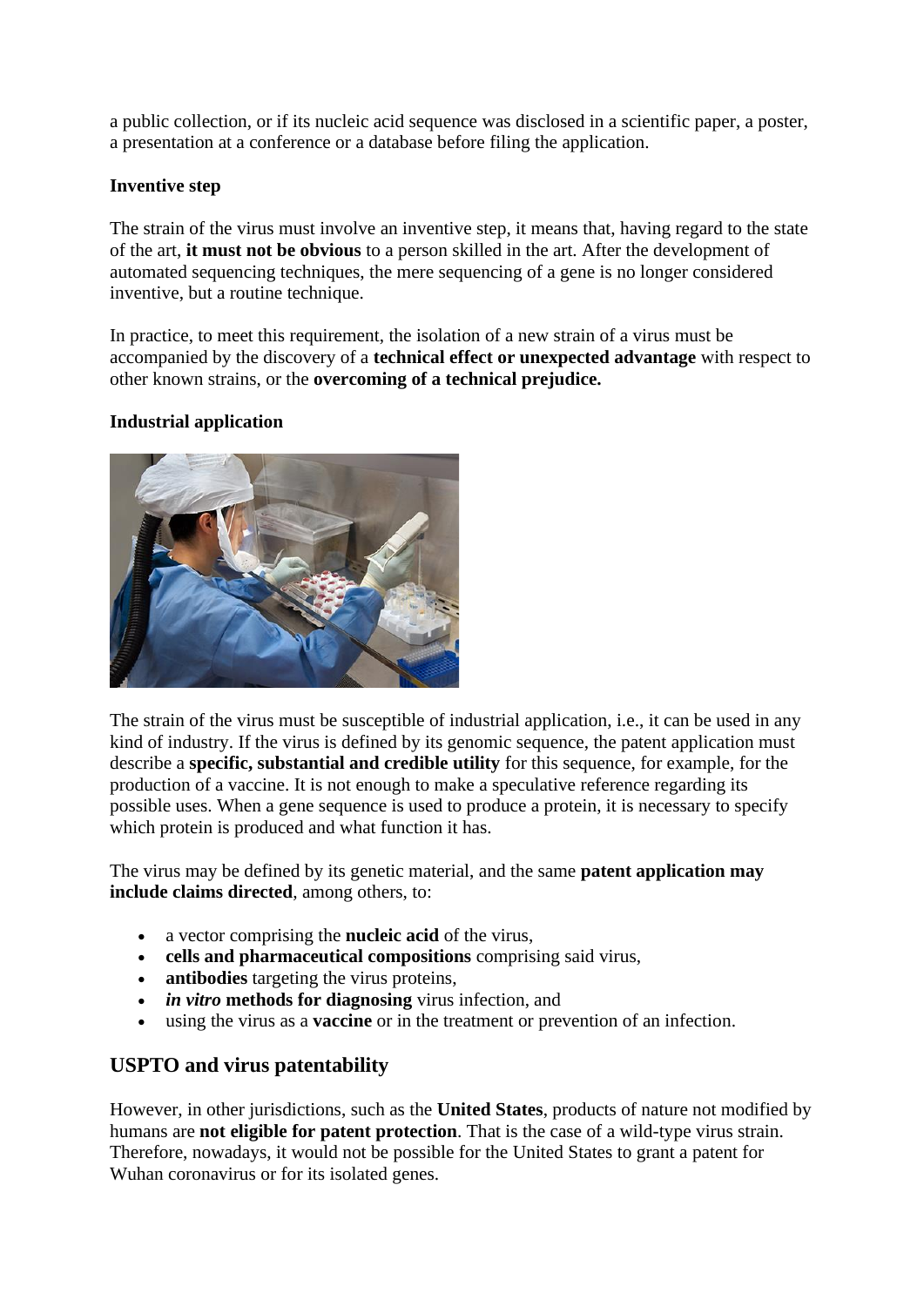a public collection, or if its nucleic acid sequence was disclosed in a scientific paper, a poster, a presentation at a conference or a database before filing the application.

**Inventive step**

The strain of the virus must involve an inventive step, it means that, having regard to the state of the art, **it must not be obvious** to a person skilled in the art. After the development of automated sequencing techniques, the mere sequencing of a gene is no longer considered inventive, but a routine technique.

In practice, to meet this requirement, the isolation of a new strain of a virus must be accompanied by the discovery of a **technical effect or unexpected advantage** with respect to other known strains, or the **overcoming of a technical prejudice.**

**Industrial application**

The strain of the virus must be susceptible of industrial application, i.e., it can be used in any kind of industry. If the virus is defined by its genomic sequence, the patent application must describe a **specific, substantial and credible utility** for this sequence, for example, for the production of a vaccine. It is not enough to make a speculative reference regarding its possible uses. When a gene sequence is used to produce a protein, it is necessary to specify which protein is produced and what function it has.

The virus may be defined by its genetic material, and the same **patent application may include claims directed**, among others, to:

- a vector comprising the **nucleic acid** of the virus,
- **cells and pharmaceutical compositions** comprising said virus,
- **antibodies** targeting the virus proteins,
- ***in vitro* methods for diagnosing** virus infection, and
- using the virus as a **vaccine** or in the treatment or prevention of an infection.

## USPTO and virus patentability

However, in other jurisdictions, such as the **United States**, products of nature not modified by humans are **not eligible for patent protection**. That is the case of a wild-type virus strain. Therefore, nowadays, it would not be possible for the United States to grant a patent for Wuhan coronavirus or for its isolated genes.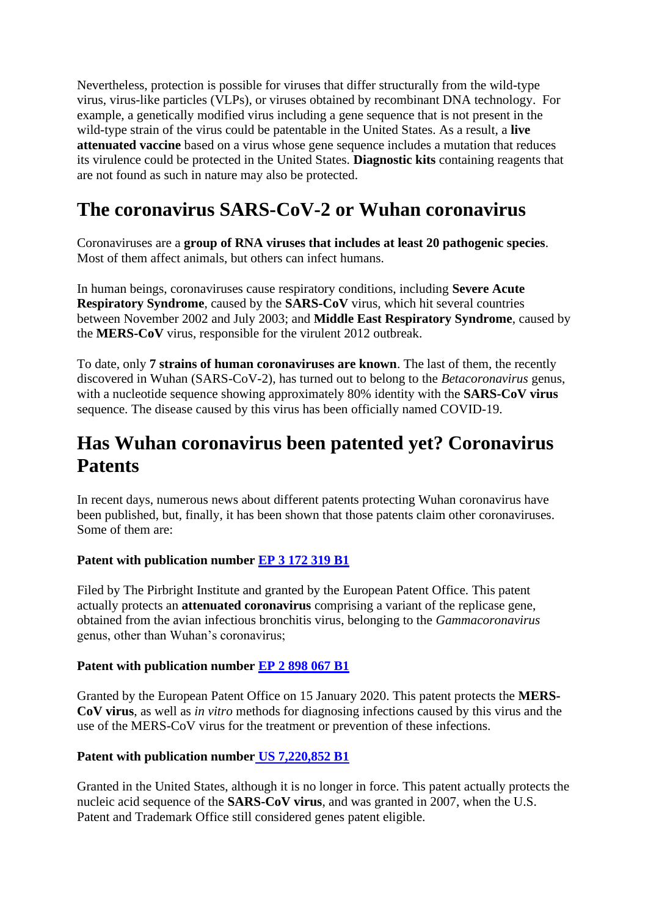Nevertheless, protection is possible for viruses that differ structurally from the wild-type virus, virus-like particles (VLPs), or viruses obtained by recombinant DNA technology. For example, a genetically modified virus including a gene sequence that is not present in the wild-type strain of the virus could be patentable in the United States. As a result, a **live attenuated vaccine** based on a virus whose gene sequence includes a mutation that reduces its virulence could be protected in the United States. **Diagnostic kits** containing reagents that are not found as such in nature may also be protected.

# The coronavirus SARS-CoV-2 or Wuhan coronavirus

Coronaviruses are a **group of RNA viruses that includes at least 20 pathogenic species**. Most of them affect animals, but others can infect humans.

In human beings, coronaviruses cause respiratory conditions, including **Severe Acute Respiratory Syndrome**, caused by the **SARS-CoV** virus, which hit several countries between November 2002 and July 2003; and **Middle East Respiratory Syndrome**, caused by the **MERS-CoV** virus, responsible for the virulent 2012 outbreak.

To date, only **7 strains of human coronaviruses are known**. The last of them, the recently discovered in Wuhan (SARS-CoV-2), has turned out to belong to the *Betacoronavirus* genus, with a nucleotide sequence showing approximately 80% identity with the **SARS-CoV virus** sequence. The disease caused by this virus has been officially named COVID-19.

# Has Wuhan coronavirus been patented yet? Coronavirus Patents

In recent days, numerous news about different patents protecting Wuhan coronavirus have been published, but, finally, it has been shown that those patents claim other coronaviruses. Some of them are:

**Patent with publication number EP 3 172 319 B1**

Filed by The Pirbright Institute and granted by the European Patent Office. This patent actually protects an **attenuated coronavirus** comprising a variant of the replicase gene, obtained from the avian infectious bronchitis virus, belonging to the *Gammacoronavirus* genus, other than Wuhan's coronavirus;

**Patent with publication number EP 2 898 067 B1**

Granted by the European Patent Office on 15 January 2020. This patent protects the **MERS-CoV virus**, as well as *in vitro* methods for diagnosing infections caused by this virus and the use of the MERS-CoV virus for the treatment or prevention of these infections.

**Patent with publication number US 7,220,852 B1**

Granted in the United States, although it is no longer in force. This patent actually protects the nucleic acid sequence of the **SARS-CoV virus**, and was granted in 2007, when the U.S. Patent and Trademark Office still considered genes patent eligible.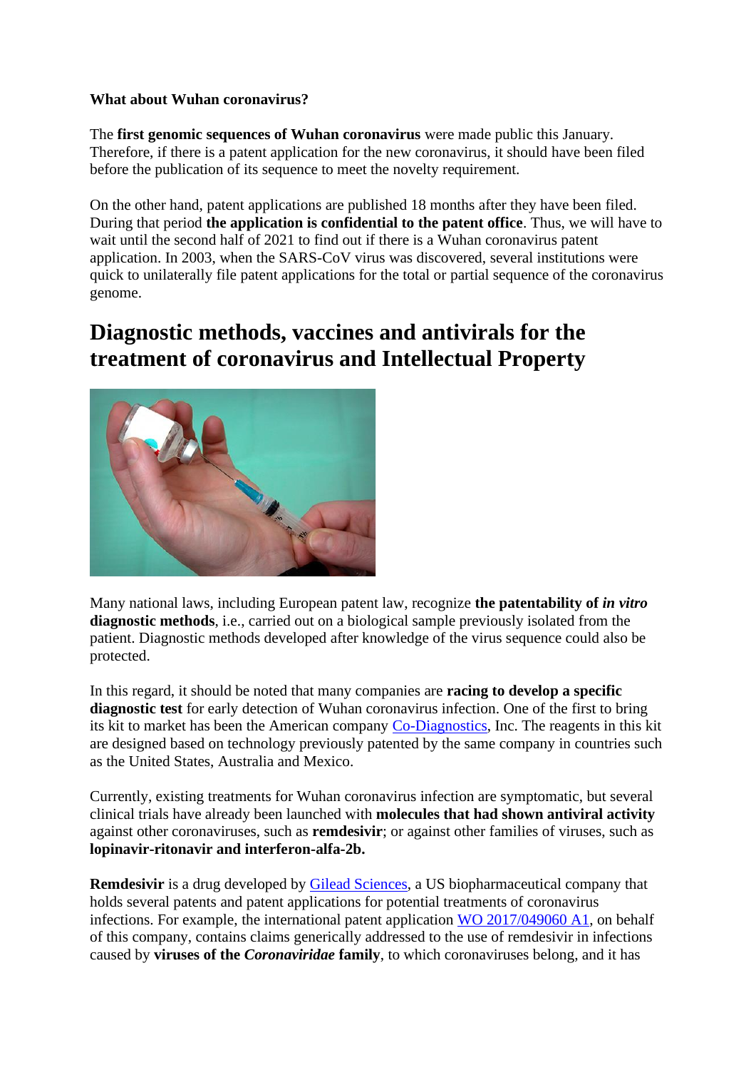**What about Wuhan coronavirus?**

The **first genomic sequences of Wuhan coronavirus** were made public this January. Therefore, if there is a patent application for the new coronavirus, it should have been filed before the publication of its sequence to meet the novelty requirement.

On the other hand, patent applications are published 18 months after they have been filed. During that period **the application is confidential to the patent office**. Thus, we will have to wait until the second half of 2021 to find out if there is a Wuhan coronavirus patent application. In 2003, when the SARS-CoV virus was discovered, several institutions were quick to unilaterally file patent applications for the total or partial sequence of the coronavirus genome.

# Diagnostic methods, vaccines and antivirals for the treatment of coronavirus and Intellectual Property

Many national laws, including European patent law, recognize **the patentability of *in vitro* diagnostic methods**, i.e., carried out on a biological sample previously isolated from the patient. Diagnostic methods developed after knowledge of the virus sequence could also be protected.

In this regard, it should be noted that many companies are **racing to develop a specific diagnostic test** for early detection of Wuhan coronavirus infection. One of the first to bring its kit to market has been the American company Co-Diagnostics, Inc. The reagents in this kit are designed based on technology previously patented by the same company in countries such as the United States, Australia and Mexico.

Currently, existing treatments for Wuhan coronavirus infection are symptomatic, but several clinical trials have already been launched with **molecules that had shown antiviral activity** against other coronaviruses, such as **remdesivir**; or against other families of viruses, such as **lopinavir-ritonavir and interferon-alfa-2b.**

**Remdesivir** is a drug developed by Gilead Sciences, a US biopharmaceutical company that holds several patents and patent applications for potential treatments of coronavirus infections. For example, the international patent application WO 2017/049060 A1, on behalf of this company, contains claims generically addressed to the use of remdesivir in infections caused by **viruses of the *Coronaviridae* family**, to which coronaviruses belong, and it has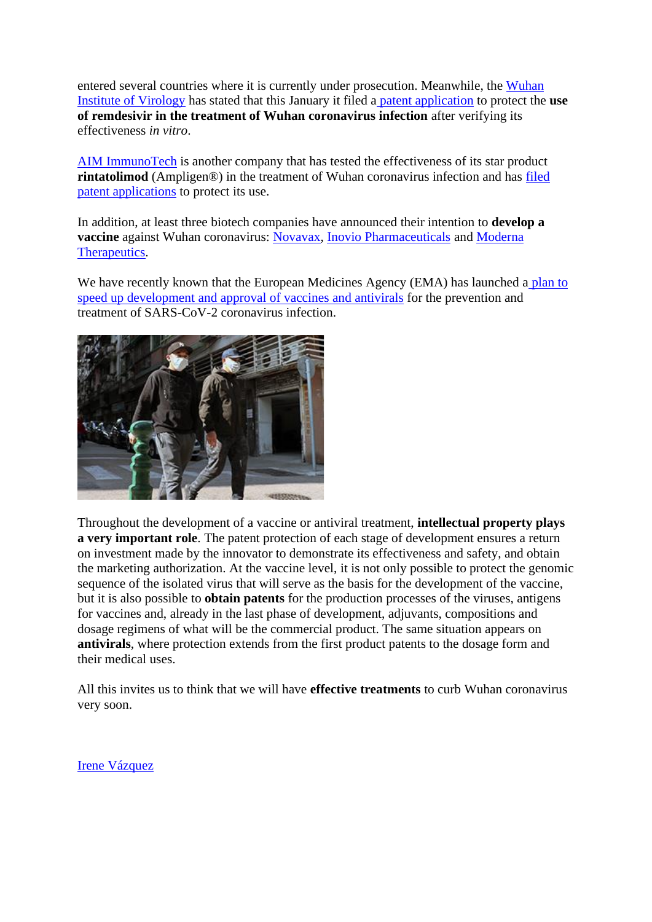entered several countries where it is currently under prosecution. Meanwhile, the Wuhan Institute of Virology has stated that this January it filed a patent application to protect the **use of remdesivir in the treatment of Wuhan coronavirus infection** after verifying its effectiveness *in vitro*.

AIM ImmunoTech is another company that has tested the effectiveness of its star product **rintatolimod** (Ampligen®) in the treatment of Wuhan coronavirus infection and has filed patent applications to protect its use.

In addition, at least three biotech companies have announced their intention to **develop a vaccine** against Wuhan coronavirus: Novavax, Inovio Pharmaceuticals and Moderna Therapeutics.

We have recently known that the European Medicines Agency (EMA) has launched a plan to speed up development and approval of vaccines and antivirals for the prevention and treatment of SARS-CoV-2 coronavirus infection.

Throughout the development of a vaccine or antiviral treatment, **intellectual property plays a very important role**. The patent protection of each stage of development ensures a return on investment made by the innovator to demonstrate its effectiveness and safety, and obtain the marketing authorization. At the vaccine level, it is not only possible to protect the genomic sequence of the isolated virus that will serve as the basis for the development of the vaccine, but it is also possible to **obtain patents** for the production processes of the viruses, antigens for vaccines and, already in the last phase of development, adjuvants, compositions and dosage regimens of what will be the commercial product. The same situation appears on **antivirals**, where protection extends from the first product patents to the dosage form and their medical uses.

All this invites us to think that we will have **effective treatments** to curb Wuhan coronavirus very soon.

Irene Vázquez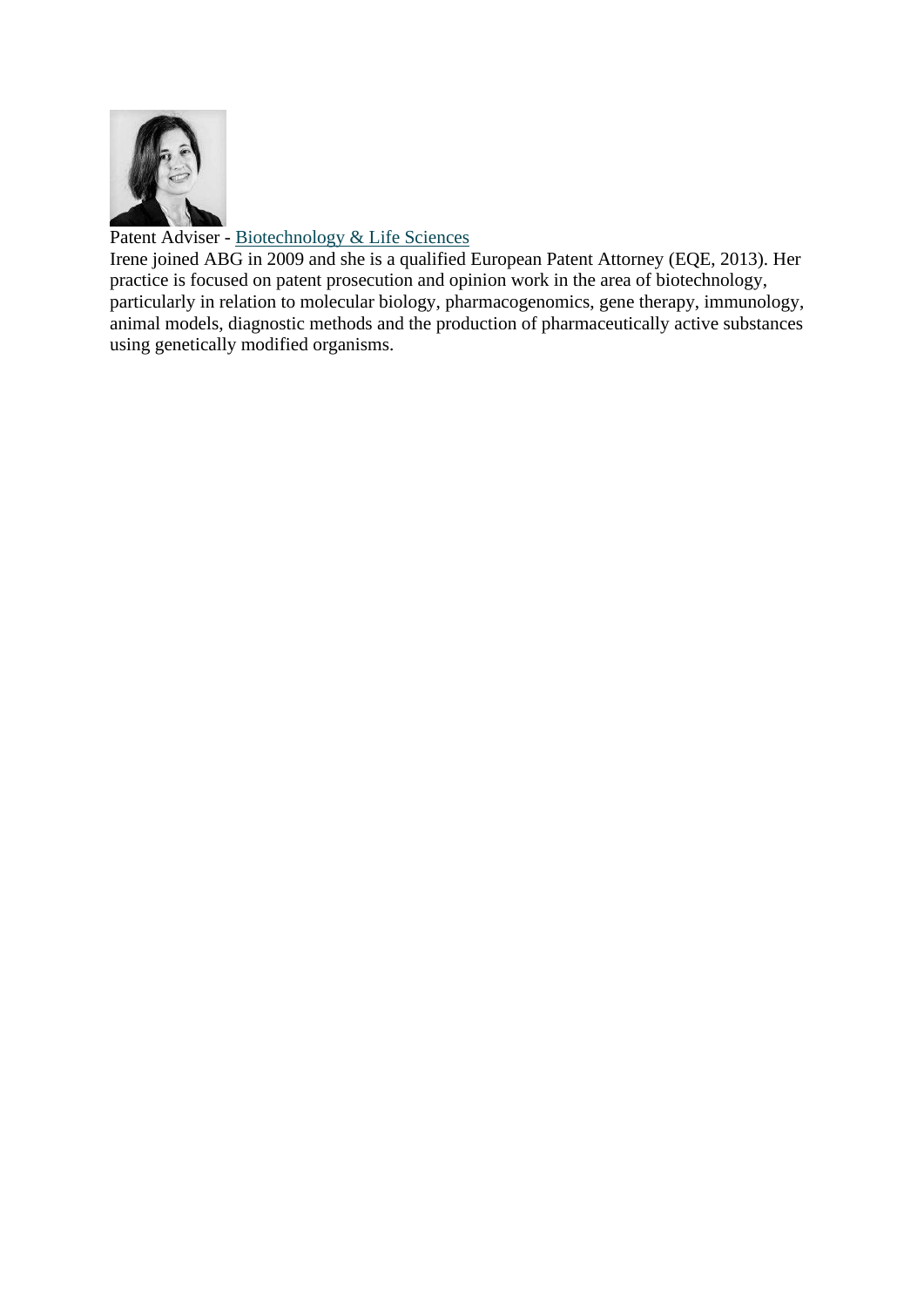Patent Adviser - Biotechnology & Life Sciences

Irene joined ABG in 2009 and she is a qualified European Patent Attorney (EQE, 2013). Her practice is focused on patent prosecution and opinion work in the area of biotechnology, particularly in relation to molecular biology, pharmacogenomics, gene therapy, immunology, animal models, diagnostic methods and the production of pharmaceutically active substances using genetically modified organisms.